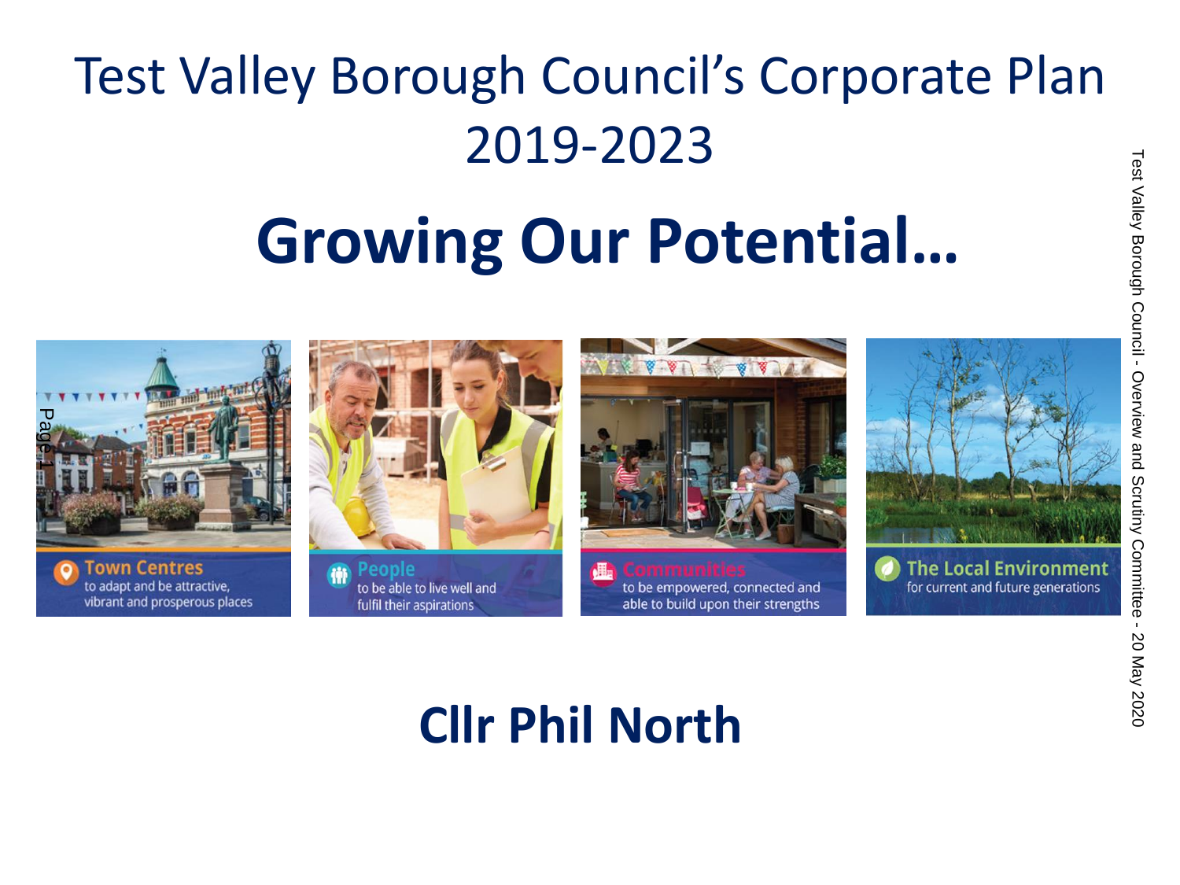# Test Valley Borough Council's Corporate Plan 2019-2023

# Growing Our Potential…

**Town Centres** to adapt and be attractive, vibrant and prosperous places

**People** to be able to live well and fulfil their aspirations

**Communities** to be empowered, connected and able to build upon their strengths

**The Local Environment** for current and future generations

## Cllr Phil North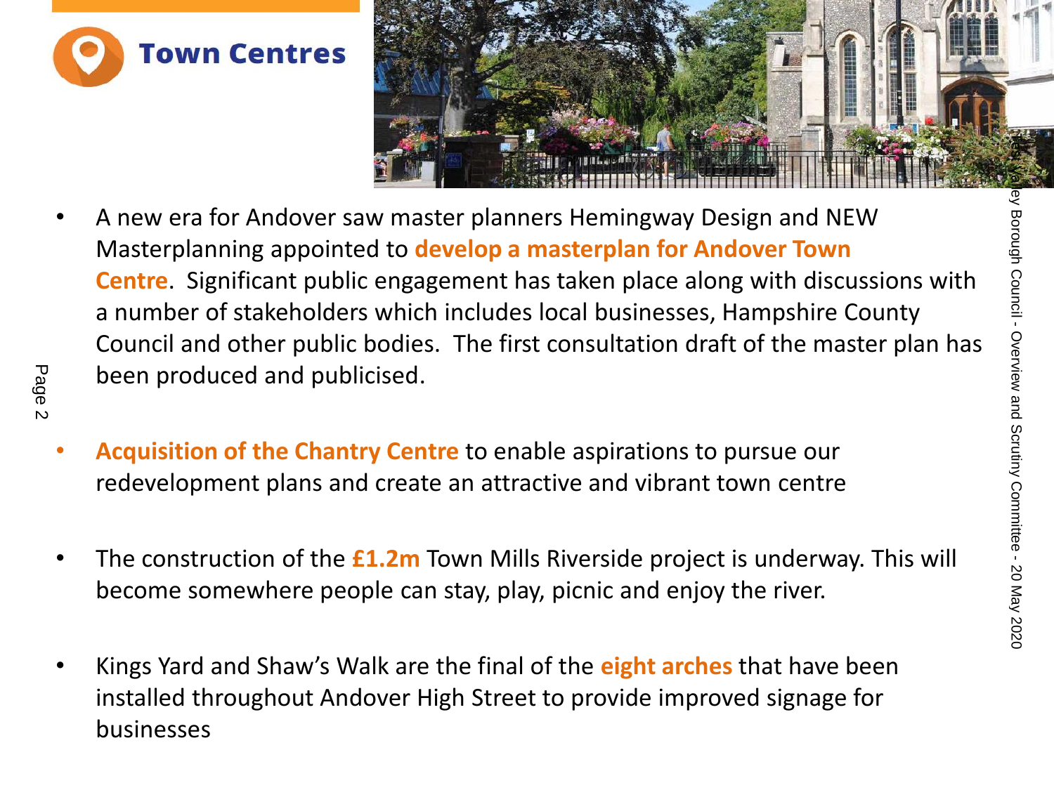# Town Centres

- A new era for Andover saw master planners Hemingway Design and NEW Masterplanning appointed to **develop a masterplan for Andover Town Centre**. Significant public engagement has taken place along with discussions with a number of stakeholders which includes local businesses, Hampshire County Council and other public bodies. The first consultation draft of the master plan has been produced and publicised.

- **Acquisition of the Chantry Centre** to enable aspirations to pursue our redevelopment plans and create an attractive and vibrant town centre

- The construction of the **£1.2m** Town Mills Riverside project is underway. This will become somewhere people can stay, play, picnic and enjoy the river.

- Kings Yard and Shaw's Walk are the final of the **eight arches** that have been installed throughout Andover High Street to provide improved signage for businesses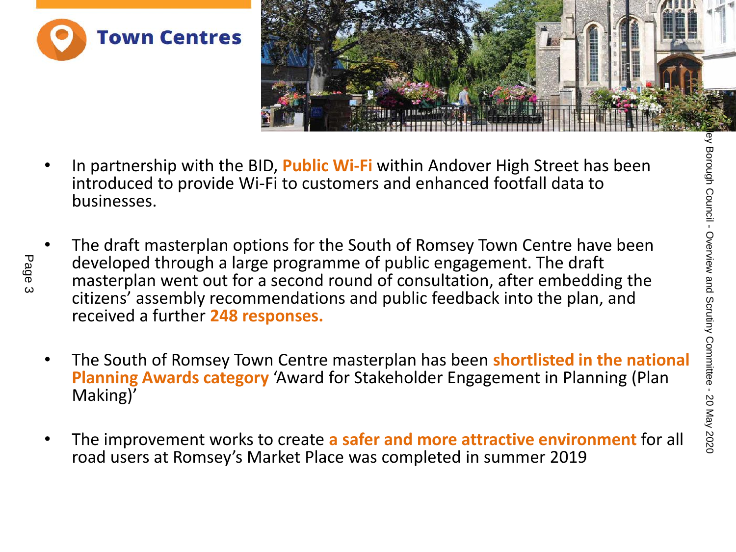# Town Centres

- In partnership with the BID, **Public Wi-Fi** within Andover High Street has been introduced to provide Wi-Fi to customers and enhanced footfall data to businesses.

- The draft masterplan options for the South of Romsey Town Centre have been developed through a large programme of public engagement. The draft masterplan went out for a second round of consultation, after embedding the citizens' assembly recommendations and public feedback into the plan, and received a further **248 responses.**

- The South of Romsey Town Centre masterplan has been **shortlisted in the national Planning Awards category** 'Award for Stakeholder Engagement in Planning (Plan Making)'

- The improvement works to create **a safer and more attractive environment** for all road users at Romsey's Market Place was completed in summer 2019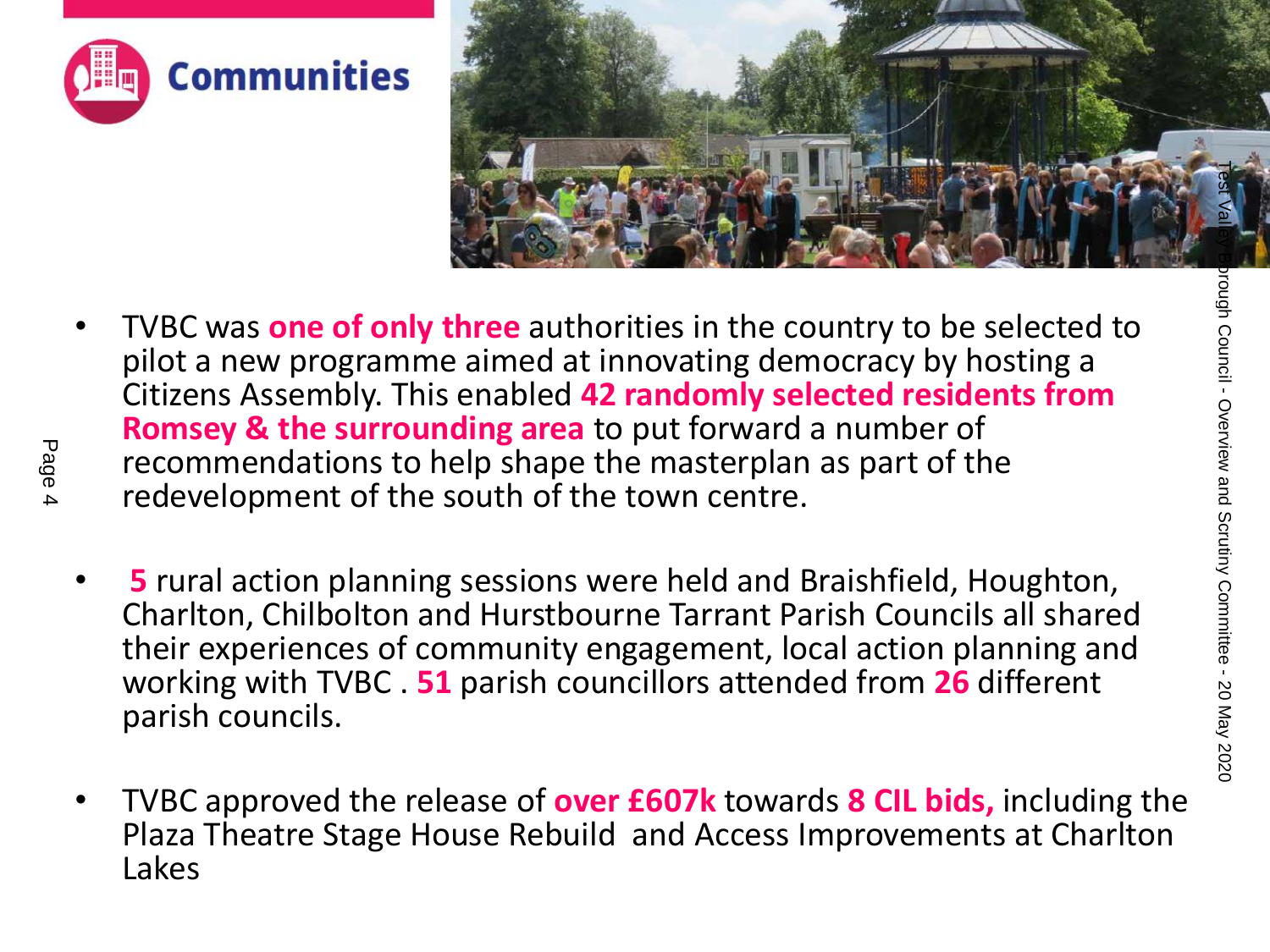# Communities

- TVBC was **one of only three** authorities in the country to be selected to pilot a new programme aimed at innovating democracy by hosting a Citizens Assembly. This enabled **42 randomly selected residents from Romsey & the surrounding area** to put forward a number of recommendations to help shape the masterplan as part of the redevelopment of the south of the town centre.

- **5** rural action planning sessions were held and Braishfield, Houghton, Charlton, Chilbolton and Hurstbourne Tarrant Parish Councils all shared their experiences of community engagement, local action planning and working with TVBC . **51** parish councillors attended from **26** different parish councils.

- TVBC approved the release of **over £607k** towards **8 CIL bids,** including the Plaza Theatre Stage House Rebuild and Access Improvements at Charlton Lakes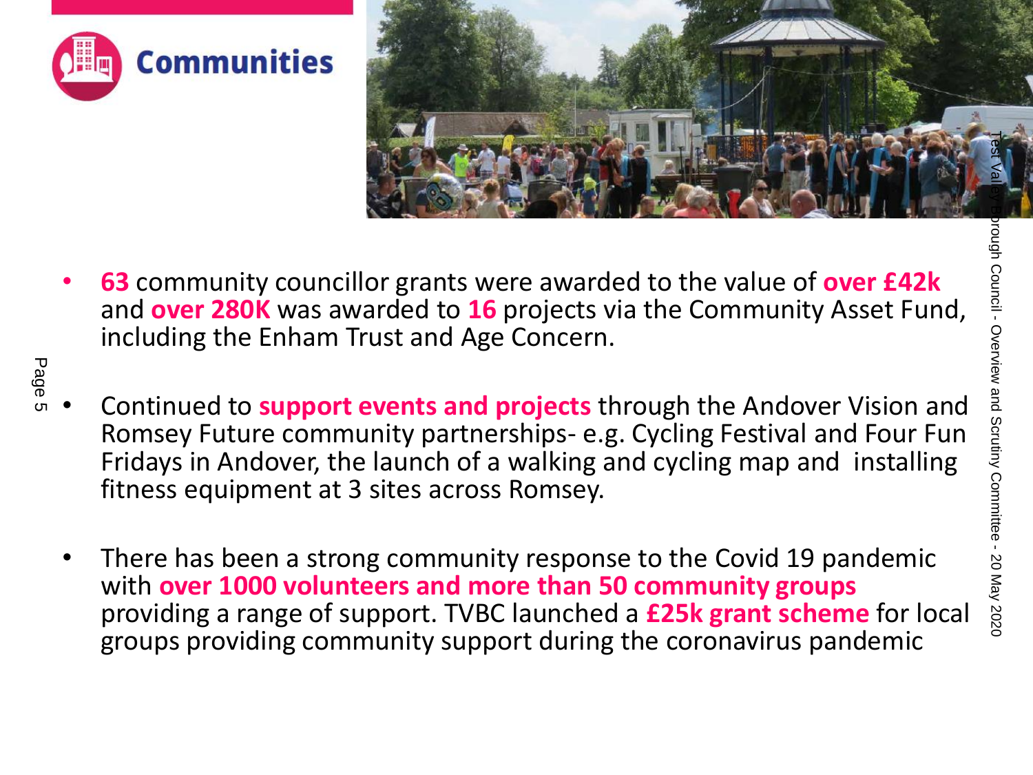# Communities

- **63** community councillor grants were awarded to the value of **over £42k** and **over 280K** was awarded to **16** projects via the Community Asset Fund, including the Enham Trust and Age Concern.

- Continued to **support events and projects** through the Andover Vision and Romsey Future community partnerships- e.g. Cycling Festival and Four Fun Fridays in Andover, the launch of a walking and cycling map and installing fitness equipment at 3 sites across Romsey.

- There has been a strong community response to the Covid 19 pandemic with **over 1000 volunteers and more than 50 community groups** providing a range of support. TVBC launched a **£25k grant scheme** for local groups providing community support during the coronavirus pandemic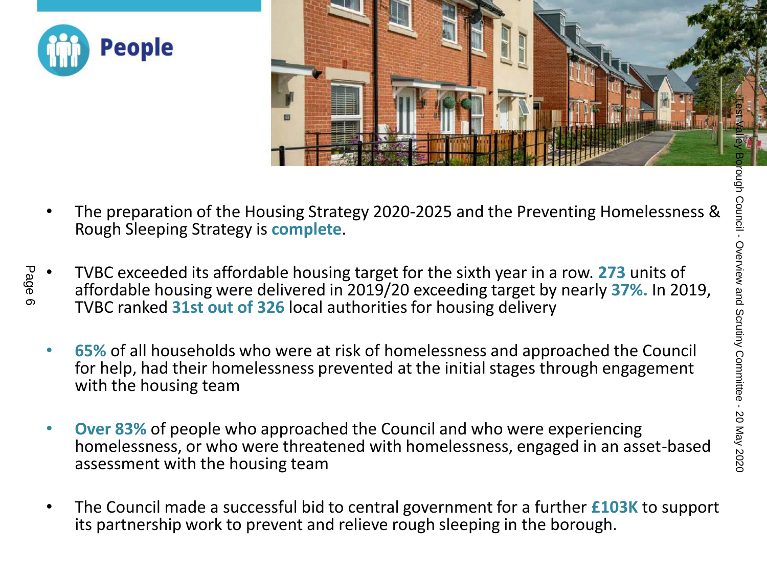# People

- The preparation of the Housing Strategy 2020-2025 and the Preventing Homelessness & Rough Sleeping Strategy is **complete**.

- TVBC exceeded its affordable housing target for the sixth year in a row. **273** units of affordable housing were delivered in 2019/20 exceeding target by nearly **37%.** In 2019, TVBC ranked **31st out of 326** local authorities for housing delivery

- **65%** of all households who were at risk of homelessness and approached the Council for help, had their homelessness prevented at the initial stages through engagement with the housing team

- **Over 83%** of people who approached the Council and who were experiencing homelessness, or who were threatened with homelessness, engaged in an asset-based assessment with the housing team

- The Council made a successful bid to central government for a further **£103K** to support its partnership work to prevent and relieve rough sleeping in the borough.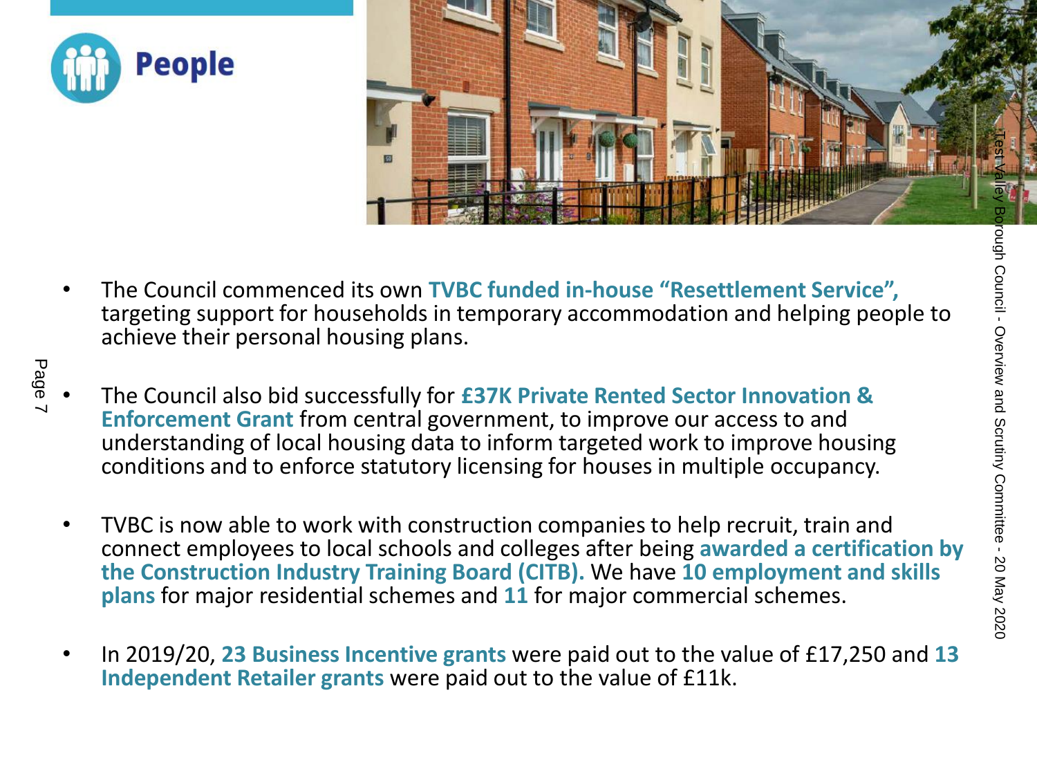# People

- The Council commenced its own **TVBC funded in-house "Resettlement Service",** targeting support for households in temporary accommodation and helping people to achieve their personal housing plans.

- The Council also bid successfully for **£37K Private Rented Sector Innovation & Enforcement Grant** from central government, to improve our access to and understanding of local housing data to inform targeted work to improve housing conditions and to enforce statutory licensing for houses in multiple occupancy.

- TVBC is now able to work with construction companies to help recruit, train and connect employees to local schools and colleges after being **awarded a certification by the Construction Industry Training Board (CITB).** We have **10 employment and skills plans** for major residential schemes and **11** for major commercial schemes.

- In 2019/20, **23 Business Incentive grants** were paid out to the value of £17,250 and **13 Independent Retailer grants** were paid out to the value of £11k.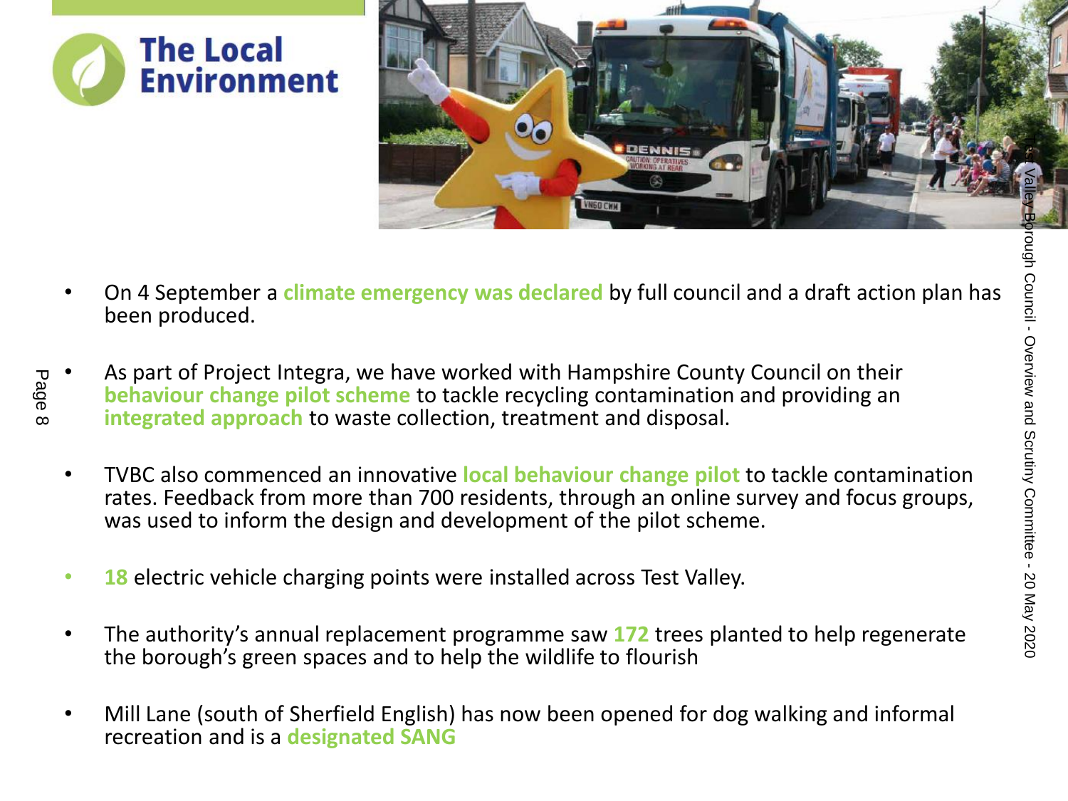# The Local Environment

- On 4 September a **climate emergency was declared** by full council and a draft action plan has been produced.
- As part of Project Integra, we have worked with Hampshire County Council on their **behaviour change pilot scheme** to tackle recycling contamination and providing an **integrated approach** to waste collection, treatment and disposal.
- TVBC also commenced an innovative **local behaviour change pilot** to tackle contamination rates. Feedback from more than 700 residents, through an online survey and focus groups, was used to inform the design and development of the pilot scheme.
- **18** electric vehicle charging points were installed across Test Valley.
- The authority's annual replacement programme saw **172** trees planted to help regenerate the borough's green spaces and to help the wildlife to flourish
- Mill Lane (south of Sherfield English) has now been opened for dog walking and informal recreation and is a **designated SANG**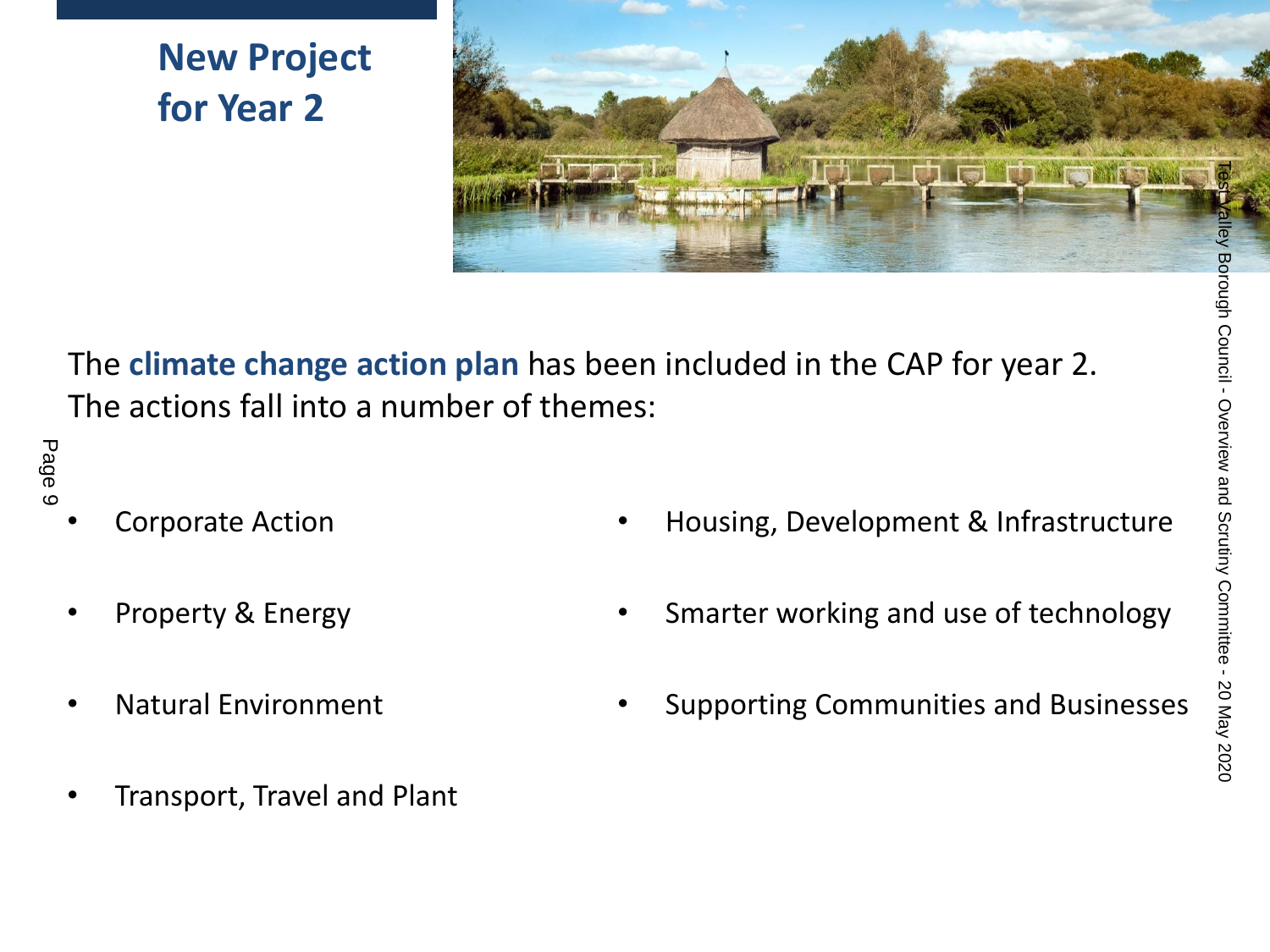# New Project for Year 2

The **climate change action plan** has been included in the CAP for year 2. The actions fall into a number of themes:

- Corporate Action
- Property & Energy
- Natural Environment
- Transport, Travel and Plant
- Housing, Development & Infrastructure
- Smarter working and use of technology
- Supporting Communities and Businesses